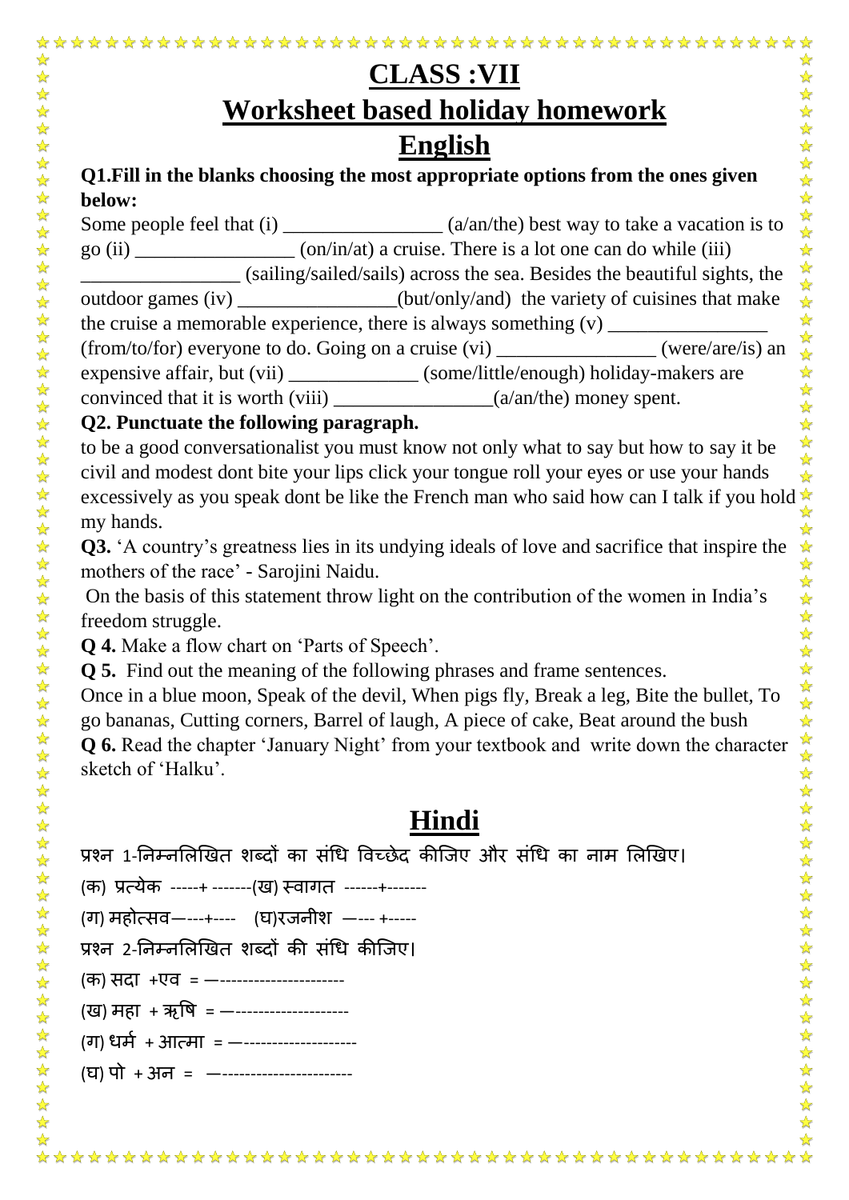# CLASS :VII

# Worksheet based holiday homework

## English

**Q1.Fill in the blanks choosing the most appropriate options from the ones given below:**

Some people feel that (i) ________________ (a/an/the) best way to take a vacation is to go (ii) ________________ (on/in/at) a cruise. There is a lot one can do while (iii) ________________ (sailing/sailed/sails) across the sea. Besides the beautiful sights, the outdoor games (iv) ________________(but/only/and) the variety of cuisines that make the cruise a memorable experience, there is always something (v) ________________ (from/to/for) everyone to do. Going on a cruise (vi) ________________ (were/are/is) an expensive affair, but (vii) _____________ (some/little/enough) holiday-makers are convinced that it is worth (viii) ________________(a/an/the) money spent.

**Q2. Punctuate the following paragraph.**

to be a good conversationalist you must know not only what to say but how to say it be civil and modest dont bite your lips click your tongue roll your eyes or use your hands excessively as you speak dont be like the French man who said how can I talk if you hold my hands.

**Q3.** 'A country's greatness lies in its undying ideals of love and sacrifice that inspire the mothers of the race' - Sarojini Naidu.

On the basis of this statement throw light on the contribution of the women in India's freedom struggle.

**Q 4.** Make a flow chart on 'Parts of Speech'.

**Q 5.** Find out the meaning of the following phrases and frame sentences.

Once in a blue moon, Speak of the devil, When pigs fly, Break a leg, Bite the bullet, To go bananas, Cutting corners, Barrel of laugh, A piece of cake, Beat around the bush

**Q 6.** Read the chapter 'January Night' from your textbook and write down the character sketch of 'Halku'.

## Hindi

प्रश्न 1-निम्नलिखित शब्दों का संधि विच्छेद कीजिए और संधि का नाम लिखिए।

(क) प्रत्येक -----+ -------(ख) स्वागत ------+-------

(ग) महोत्सव—---+---- (घ)रजनीश —--- +-----

प्रश्न 2-निम्नलिखित शब्दों की संधि कीजिए।

(क) सदा +एव = —----------------------

(ख) महा + ऋषि = —--------------------

(ग) धर्म + आत्मा = —--------------------

(घ) पो + अन = —-----------------------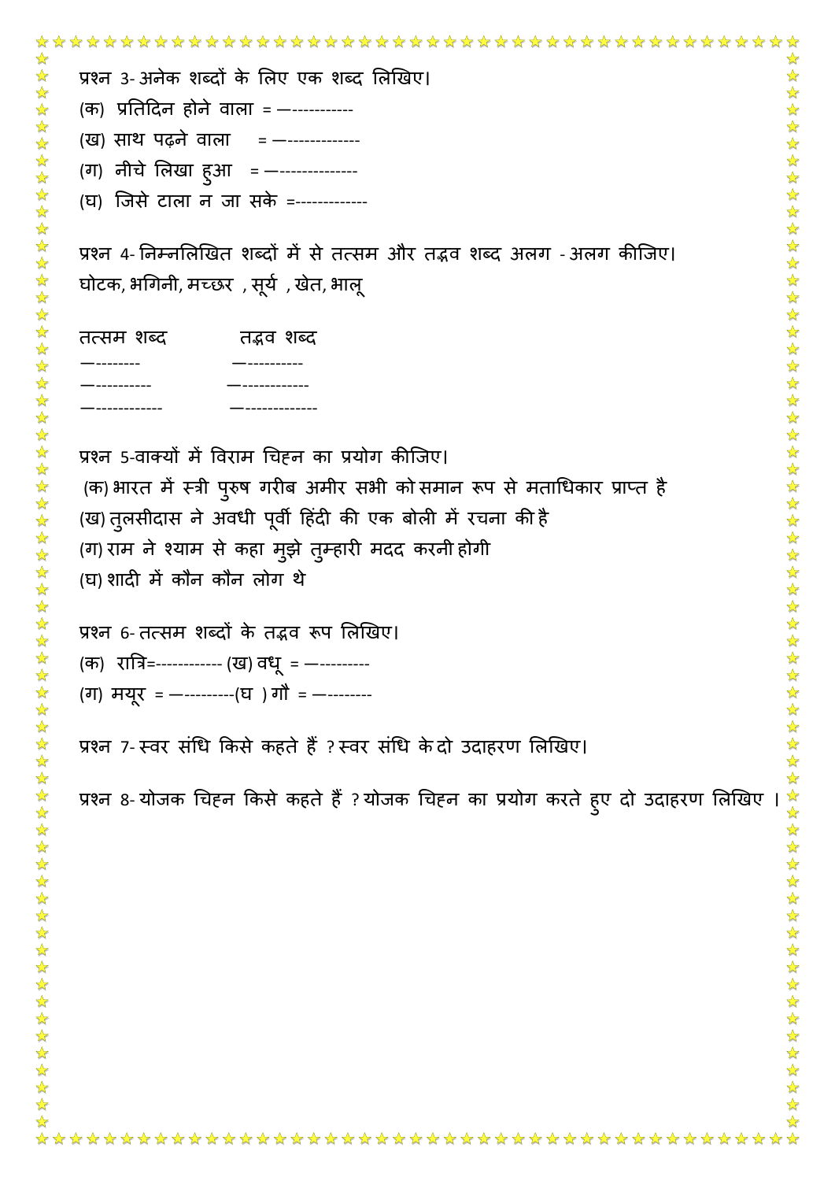प्रश्न 3- अनेक शब्दों के लिए एक शब्द लिखिए।

(क) प्रतिदिन होने वाला = —-----------

(ख) साथ पढ़ने वाला = —-------------

(ग) नीचे लिखा हुआ = —--------------

(घ) जिसे टाला न जा सके =-------------

प्रश्न 4- निम्नलिखित शब्दों में से तत्सम और तद्भव शब्द अलग - अलग कीजिए।

घोटक, भगिनी, मच्छर , सूर्य , खेत, भालू

| तत्सम शब्द | तद्भव शब्द |
|---|---|
| —-------- | —---------- |
| —---------- | —------------ |
| —------------ | —------------- |

प्रश्न 5-वाक्यों में विराम चिह्न का प्रयोग कीजिए।

(क) भारत में स्त्री पुरुष गरीब अमीर सभी को समान रूप से मताधिकार प्राप्त है

(ख) तुलसीदास ने अवधी पूर्वी हिंदी की एक बोली में रचना की है

(ग) राम ने श्याम से कहा मुझे तुम्हारी मदद करनी होगी

(घ) शादी में कौन कौन लोग थे

प्रश्न 6- तत्सम शब्दों के तद्भव रूप लिखिए।

(क) रात्रि=------------ (ख) वधू = —---------

(ग) मयूर = —---------(घ ) गौ = —--------

प्रश्न 7- स्वर संधि किसे कहते हैं ? स्वर संधि के दो उदाहरण लिखिए।

प्रश्न 8- योजक चिह्न किसे कहते हैं ? योजक चिह्न का प्रयोग करते हुए दो उदाहरण लिखिए ।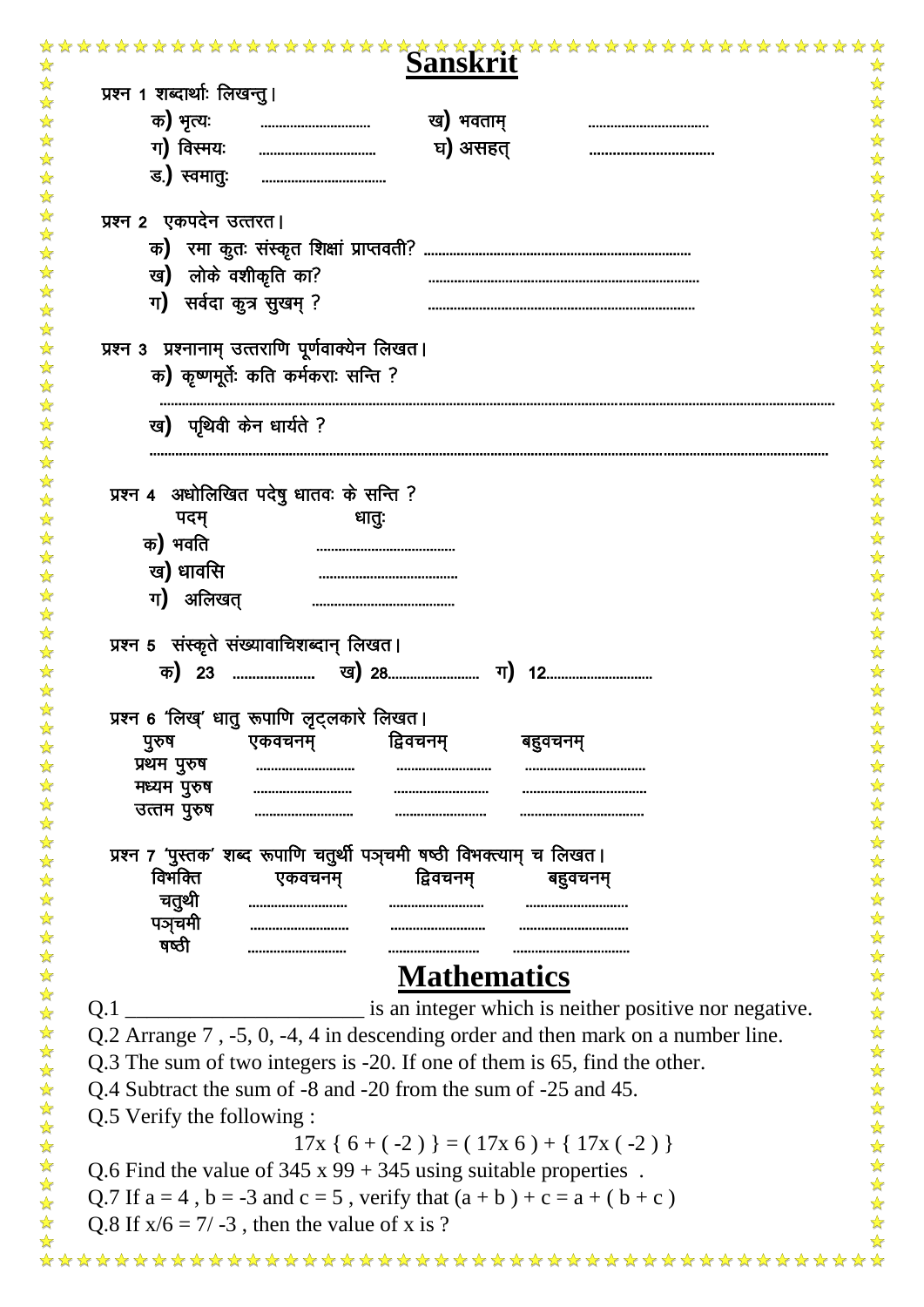# Sanskrit

प्रश्न 1 शब्दार्थाः लिखन्तु।

क) भृत्यः ............................ ख) भवताम् ................................

ग) विस्मयः .............................. घ) असहत् ................................

ड.) स्वमातुः ................................

प्रश्न 2 एकपदेन उत्तरत।

क) रमा कुतः संस्कृत शिक्षां प्राप्तवती? ........................................................................

ख) लोके वशीकृति का? ........................................................................

ग) सर्वदा कुत्र सुखम् ? ........................................................................

प्रश्न 3 प्रश्नानाम् उत्तराणि पूर्णवाक्येन लिखत।

क) कृष्णमूर्तेः कति कर्मकराः सन्ति ?

........................................................................................................................................................................

ख) पृथिवी केन धार्यते ?

........................................................................................................................................................................

प्रश्न 4 अधोलिखित पदेषु धातवः के सन्ति ?

| पदम् | धातुः |
|---|---|
| क) भवति | ...................................... |
| ख) धावसि | ...................................... |
| ग) अलिखत् | ...................................... |

प्रश्न 5 संस्कृते संख्यावाचिशब्दान् लिखत।

क) 23 ..................... ख) 28......................... ग) 12.............................

प्रश्न 6 'लिख्' धातु रूपाणि लृट्लकारे लिखत।

| पुरुष | एकवचनम् | द्विवचनम् | बहुवचनम् |
|---|---|---|---|
| प्रथम पुरुष | .......................... | .......................... | ................................ |
| मध्यम पुरुष | .......................... | .......................... | ................................ |
| उत्तम पुरुष | .......................... | .......................... | ................................ |

प्रश्न 7 'पुस्तक' शब्द रूपाणि चतुर्थी पञ्चमी षष्ठी विभक्त्याम् च लिखत।

| विभक्ति | एकवचनम् | द्विवचनम् | बहुवचनम् |
|---|---|---|---|
| चतुर्थी | .......................... | .......................... | .......................... |
| पञ्चमी | .......................... | .......................... | .......................... |
| षष्ठी | .......................... | .......................... | .......................... |

# Mathematics

Q.1 ______________________ is an integer which is neither positive nor negative.

Q.2 Arrange 7 , -5, 0, -4, 4 in descending order and then mark on a number line.

Q.3 The sum of two integers is -20. If one of them is 65, find the other.

Q.4 Subtract the sum of -8 and -20 from the sum of -25 and 45.

Q.5 Verify the following :

$$17 \times \{ 6 + ( -2 ) \} = ( 17 \times 6 ) + \{ 17 \times ( -2 ) \}$$

Q.6 Find the value of $345 \times 99 + 345$ using suitable properties .

Q.7 If $a = 4$ , $b = -3$ and $c = 5$ , verify that $(a + b) + c = a + (b + c)$

Q.8 If $x/6 = 7/-3$ , then the value of x is ?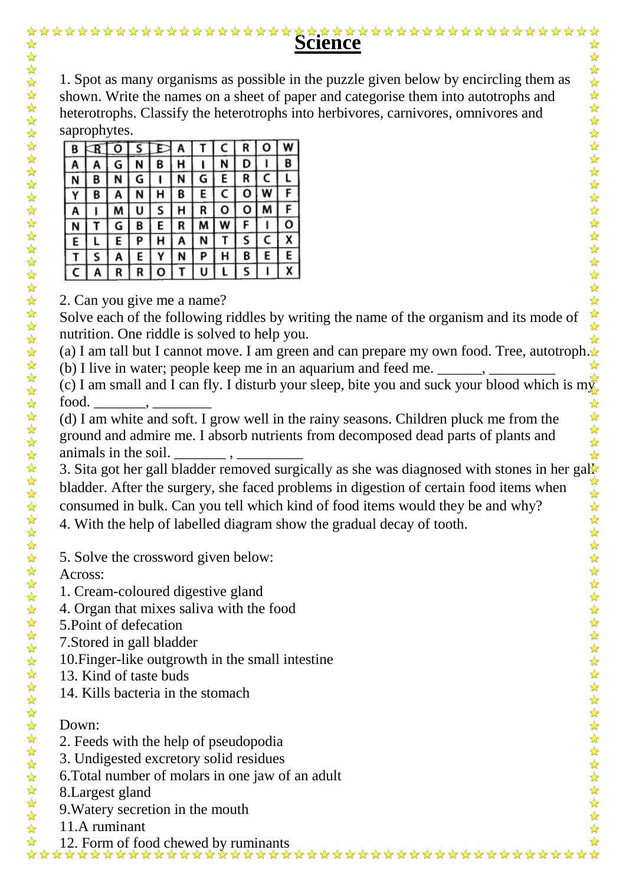# Science

1. Spot as many organisms as possible in the puzzle given below by encircling them as shown. Write the names on a sheet of paper and categorise them into autotrophs and heterotrophs. Classify the heterotrophs into herbivores, carnivores, omnivores and saprophytes.

| | | | | | | | | | | |
|---|---|---|---|---|---|---|---|---|---|---|
| B | R | O | S | E | A | T | C | R | O | W |
| A | A | G | N | B | H | I | N | D | I | B |
| N | B | N | G | I | N | G | E | R | C | L |
| Y | B | A | N | H | B | E | C | O | W | F |
| A | I | M | U | S | H | R | O | O | M | F |
| N | T | G | B | E | R | M | W | F | I | O |
| E | L | E | P | H | A | N | T | S | C | X |
| T | S | A | E | Y | N | P | H | B | E | E |
| C | A | R | R | O | T | U | L | S | I | X |

2. Can you give me a name?
Solve each of the following riddles by writing the name of the organism and its mode of nutrition. One riddle is solved to help you.
(a) I am tall but I cannot move. I am green and can prepare my own food. Tree, autotroph.
(b) I live in water; people keep me in an aquarium and feed me. ______, _________
(c) I am small and I can fly. I disturb your sleep, bite you and suck your blood which is my food. _______, ________
(d) I am white and soft. I grow well in the rainy seasons. Children pluck me from the ground and admire me. I absorb nutrients from decomposed dead parts of plants and animals in the soil. _______ , _________

3. Sita got her gall bladder removed surgically as she was diagnosed with stones in her gall bladder. After the surgery, she faced problems in digestion of certain food items when consumed in bulk. Can you tell which kind of food items would they be and why?

4. With the help of labelled diagram show the gradual decay of tooth.

5. Solve the crossword given below:

Across:
1. Cream-coloured digestive gland
4. Organ that mixes saliva with the food
5.Point of defecation
7.Stored in gall bladder
10.Finger-like outgrowth in the small intestine
13. Kind of taste buds
14. Kills bacteria in the stomach

Down:
2. Feeds with the help of pseudopodia
3. Undigested excretory solid residues
6.Total number of molars in one jaw of an adult
8.Largest gland
9.Watery secretion in the mouth
11.A ruminant
12. Form of food chewed by ruminants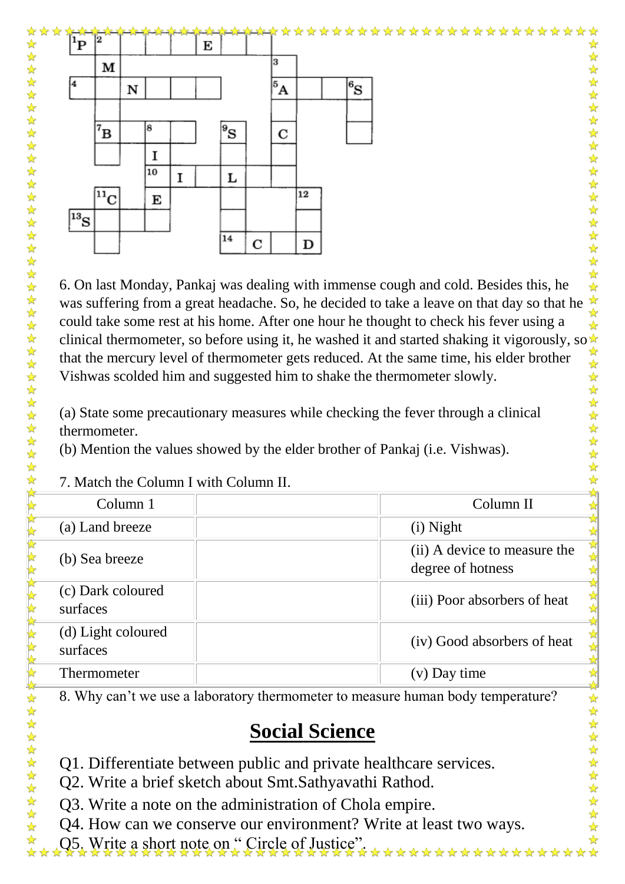6. On last Monday, Pankaj was dealing with immense cough and cold. Besides this, he was suffering from a great headache. So, he decided to take a leave on that day so that he could take some rest at his home. After one hour he thought to check his fever using a clinical thermometer, so before using it, he washed it and started shaking it vigorously, so that the mercury level of thermometer gets reduced. At the same time, his elder brother Vishwas scolded him and suggested him to shake the thermometer slowly.

(a) State some precautionary measures while checking the fever through a clinical thermometer.
(b) Mention the values showed by the elder brother of Pankaj (i.e. Vishwas).

7. Match the Column I with Column II.

| Column 1 | | Column II |
|---|---|---|
| (a) Land breeze | | (i) Night |
| (b) Sea breeze | | (ii) A device to measure the degree of hotness |
| (c) Dark coloured surfaces | | (iii) Poor absorbers of heat |
| (d) Light coloured surfaces | | (iv) Good absorbers of heat |
| Thermometer | | (v) Day time |

8. Why can't we use a laboratory thermometer to measure human body temperature?

## Social Science

Q1. Differentiate between public and private healthcare services.
Q2. Write a brief sketch about Smt.Sathyavathi Rathod.
Q3. Write a note on the administration of Chola empire.
Q4. How can we conserve our environment? Write at least two ways.
Q5. Write a short note on " Circle of Justice".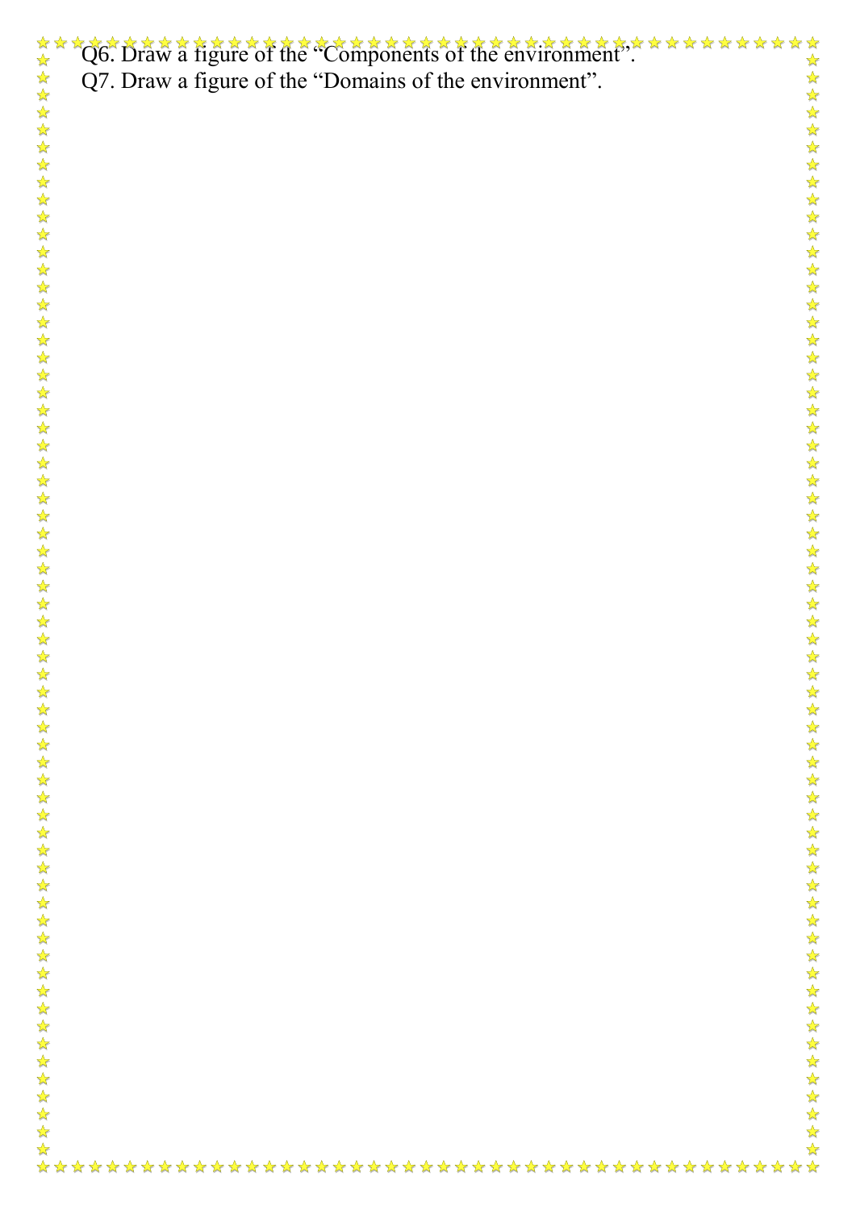Q6. Draw a figure of the “Components of the environment”.

Q7. Draw a figure of the “Domains of the environment”.